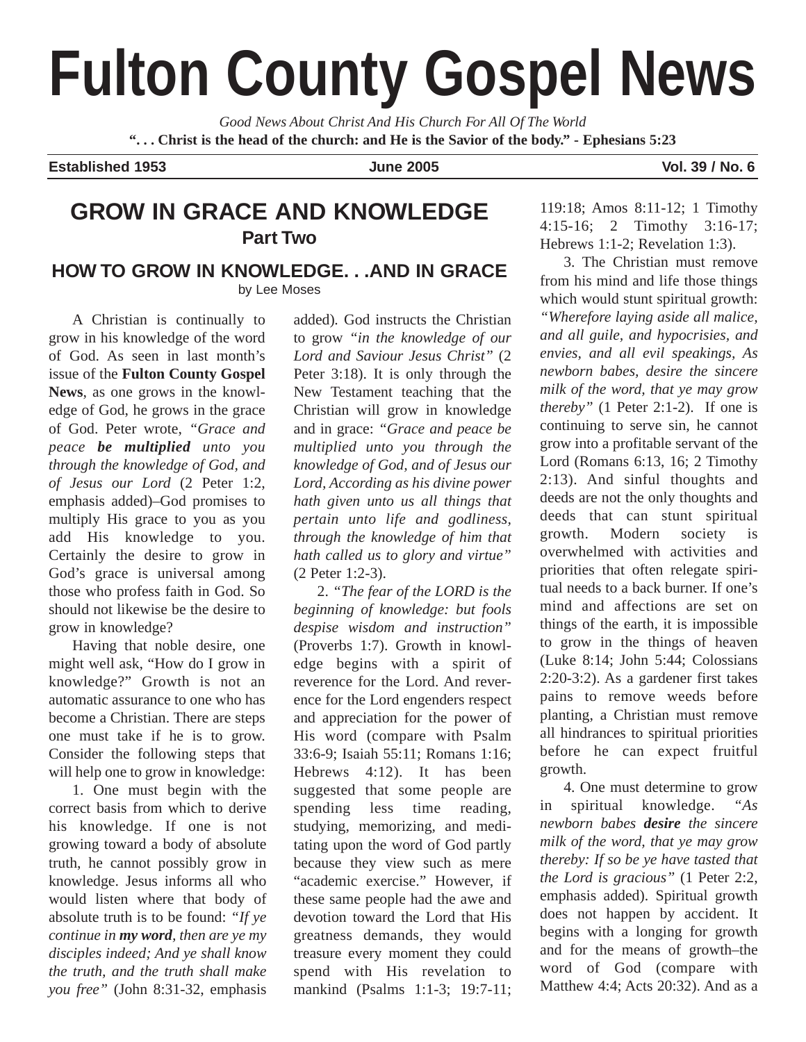# Fulton County Gospel News

*Good News About Christ And His Church For All Of The World*

**". . . Christ is the head of the church: and He is the Savior of the body." - Ephesians 5:23**

**Established 1953** | **June 2005** | **Vol. 39 / No. 6**

## GROW IN GRACE AND KNOWLEDGE

### Part Two

### HOW TO GROW IN KNOWLEDGE. . .AND IN GRACE

by Lee Moses

A Christian is continually to grow in his knowledge of the word of God. As seen in last month's issue of the **Fulton County Gospel News**, as one grows in the knowledge of God, he grows in the grace of God. Peter wrote, *"Grace and peace **be multiplied** unto you through the knowledge of God, and of Jesus our Lord* (2 Peter 1:2, emphasis added)–God promises to multiply His grace to you as you add His knowledge to you. Certainly the desire to grow in God's grace is universal among those who profess faith in God. So should not likewise be the desire to grow in knowledge?

Having that noble desire, one might well ask, "How do I grow in knowledge?" Growth is not an automatic assurance to one who has become a Christian. There are steps one must take if he is to grow. Consider the following steps that will help one to grow in knowledge:

1. One must begin with the correct basis from which to derive his knowledge. If one is not growing toward a body of absolute truth, he cannot possibly grow in knowledge. Jesus informs all who would listen where that body of absolute truth is to be found: *"If ye continue in **my word**, then are ye my disciples indeed; And ye shall know the truth, and the truth shall make you free"* (John 8:31-32, emphasis added). God instructs the Christian to grow *"in the knowledge of our Lord and Saviour Jesus Christ"* (2 Peter 3:18). It is only through the New Testament teaching that the Christian will grow in knowledge and in grace: *"Grace and peace be multiplied unto you through the knowledge of God, and of Jesus our Lord, According as his divine power hath given unto us all things that pertain unto life and godliness, through the knowledge of him that hath called us to glory and virtue"* (2 Peter 1:2-3).

2. *"The fear of the LORD is the beginning of knowledge: but fools despise wisdom and instruction"* (Proverbs 1:7). Growth in knowledge begins with a spirit of reverence for the Lord. And reverence for the Lord engenders respect and appreciation for the power of His word (compare with Psalm 33:6-9; Isaiah 55:11; Romans 1:16; Hebrews 4:12). It has been suggested that some people are spending less time reading, studying, memorizing, and meditating upon the word of God partly because they view such as mere "academic exercise." However, if these same people had the awe and devotion toward the Lord that His greatness demands, they would treasure every moment they could spend with His revelation to mankind (Psalms 1:1-3; 19:7-11; 119:18; Amos 8:11-12; 1 Timothy 4:15-16; 2 Timothy 3:16-17; Hebrews 1:1-2; Revelation 1:3).

3. The Christian must remove from his mind and life those things which would stunt spiritual growth: *"Wherefore laying aside all malice, and all guile, and hypocrisies, and envies, and all evil speakings, As newborn babes, desire the sincere milk of the word, that ye may grow thereby"* (1 Peter 2:1-2). If one is continuing to serve sin, he cannot grow into a profitable servant of the Lord (Romans 6:13, 16; 2 Timothy 2:13). And sinful thoughts and deeds are not the only thoughts and deeds that can stunt spiritual growth. Modern society is overwhelmed with activities and priorities that often relegate spiritual needs to a back burner. If one's mind and affections are set on things of the earth, it is impossible to grow in the things of heaven (Luke 8:14; John 5:44; Colossians 2:20-3:2). As a gardener first takes pains to remove weeds before planting, a Christian must remove all hindrances to spiritual priorities before he can expect fruitful growth.

4. One must determine to grow in spiritual knowledge. *"As newborn babes **desire** the sincere milk of the word, that ye may grow thereby: If so be ye have tasted that the Lord is gracious"* (1 Peter 2:2, emphasis added). Spiritual growth does not happen by accident. It begins with a longing for growth and for the means of growth–the word of God (compare with Matthew 4:4; Acts 20:32). And as a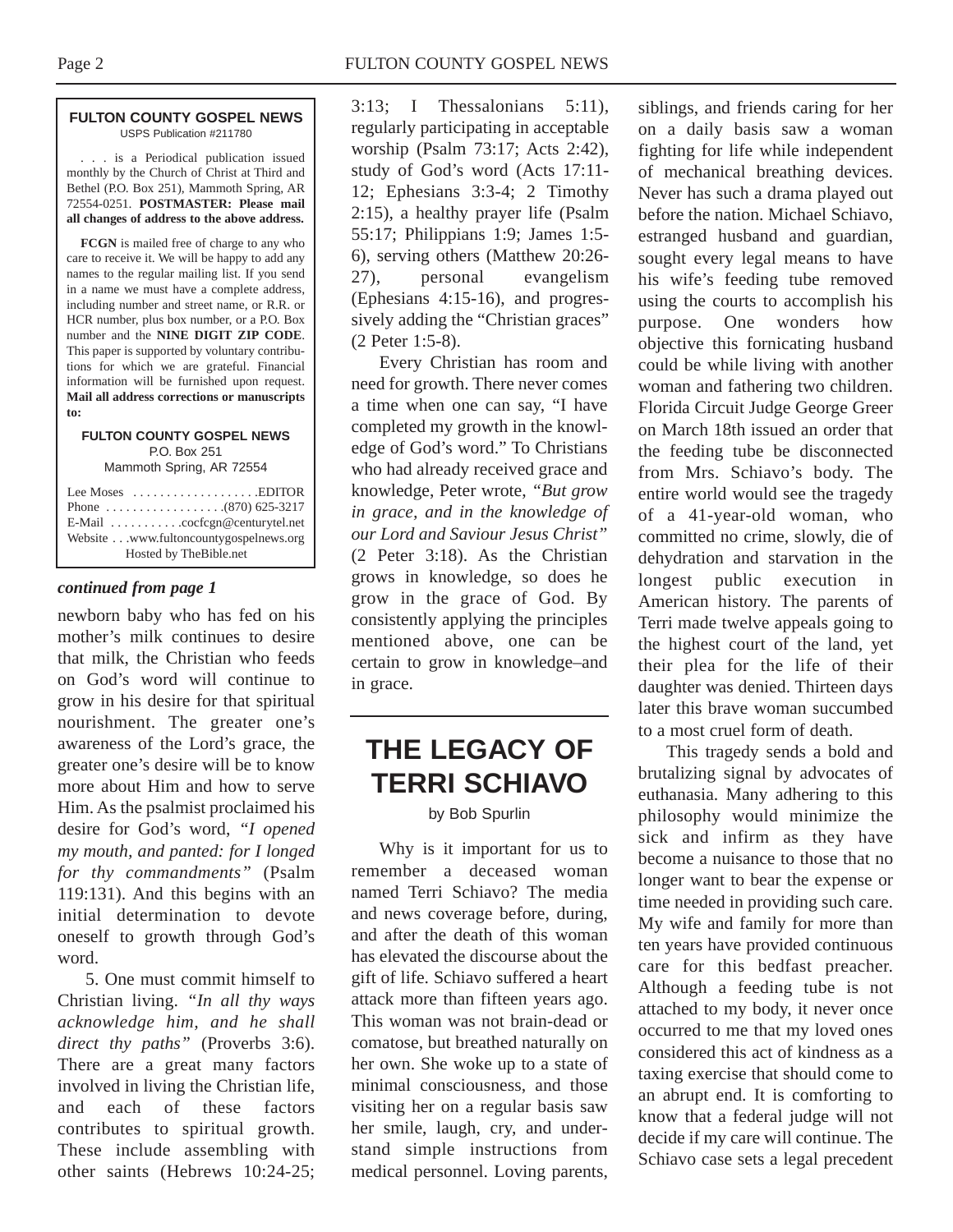**FULTON COUNTY GOSPEL NEWS**
USPS Publication #211780

. . . is a Periodical publication issued monthly by the Church of Christ at Third and Bethel (P.O. Box 251), Mammoth Spring, AR 72554-0251. **POSTMASTER: Please mail all changes of address to the above address.**

**FCGN** is mailed free of charge to any who care to receive it. We will be happy to add any names to the regular mailing list. If you send in a name we must have a complete address, including number and street name, or R.R. or HCR number, plus box number, or a P.O. Box number and the **NINE DIGIT ZIP CODE**. This paper is supported by voluntary contributions for which we are grateful. Financial information will be furnished upon request. **Mail all address corrections or manuscripts to:**

**FULTON COUNTY GOSPEL NEWS**
P.O. Box 251
Mammoth Spring, AR 72554

Lee Moses . . . . . . . . . . . . . . . . . . .EDITOR
Phone . . . . . . . . . . . . . . . . . .(870) 625-3217
E-Mail . . . . . . . . . . .cocfcgn@centurytel.net
Website . . .www.fultoncountygospelnews.org
Hosted by TheBible.net

***continued from page 1***

newborn baby who has fed on his mother's milk continues to desire that milk, the Christian who feeds on God's word will continue to grow in his desire for that spiritual nourishment. The greater one's awareness of the Lord's grace, the greater one's desire will be to know more about Him and how to serve Him. As the psalmist proclaimed his desire for God's word, *"I opened my mouth, and panted: for I longed for thy commandments"* (Psalm 119:131). And this begins with an initial determination to devote oneself to growth through God's word.

5. One must commit himself to Christian living. *"In all thy ways acknowledge him, and he shall direct thy paths"* (Proverbs 3:6). There are a great many factors involved in living the Christian life, and each of these factors contributes to spiritual growth. These include assembling with other saints (Hebrews 10:24-25; 3:13; I Thessalonians 5:11), regularly participating in acceptable worship (Psalm 73:17; Acts 2:42), study of God's word (Acts 17:11-12; Ephesians 3:3-4; 2 Timothy 2:15), a healthy prayer life (Psalm 55:17; Philippians 1:9; James 1:5-6), serving others (Matthew 20:26-27), personal evangelism (Ephesians 4:15-16), and progressively adding the "Christian graces" (2 Peter 1:5-8).

Every Christian has room and need for growth. There never comes a time when one can say, "I have completed my growth in the knowledge of God's word." To Christians who had already received grace and knowledge, Peter wrote, *"But grow in grace, and in the knowledge of our Lord and Saviour Jesus Christ"* (2 Peter 3:18). As the Christian grows in knowledge, so does he grow in the grace of God. By consistently applying the principles mentioned above, one can be certain to grow in knowledge–and in grace.

# THE LEGACY OF TERRI SCHIAVO

by Bob Spurlin

Why is it important for us to remember a deceased woman named Terri Schiavo? The media and news coverage before, during, and after the death of this woman has elevated the discourse about the gift of life. Schiavo suffered a heart attack more than fifteen years ago. This woman was not brain-dead or comatose, but breathed naturally on her own. She woke up to a state of minimal consciousness, and those visiting her on a regular basis saw her smile, laugh, cry, and understand simple instructions from medical personnel. Loving parents, siblings, and friends caring for her on a daily basis saw a woman fighting for life while independent of mechanical breathing devices. Never has such a drama played out before the nation. Michael Schiavo, estranged husband and guardian, sought every legal means to have his wife's feeding tube removed using the courts to accomplish his purpose. One wonders how objective this fornicating husband could be while living with another woman and fathering two children. Florida Circuit Judge George Greer on March 18th issued an order that the feeding tube be disconnected from Mrs. Schiavo's body. The entire world would see the tragedy of a 41-year-old woman, who committed no crime, slowly, die of dehydration and starvation in the longest public execution in American history. The parents of Terri made twelve appeals going to the highest court of the land, yet their plea for the life of their daughter was denied. Thirteen days later this brave woman succumbed to a most cruel form of death.

This tragedy sends a bold and brutalizing signal by advocates of euthanasia. Many adhering to this philosophy would minimize the sick and infirm as they have become a nuisance to those that no longer want to bear the expense or time needed in providing such care. My wife and family for more than ten years have provided continuous care for this bedfast preacher. Although a feeding tube is not attached to my body, it never once occurred to me that my loved ones considered this act of kindness as a taxing exercise that should come to an abrupt end. It is comforting to know that a federal judge will not decide if my care will continue. The Schiavo case sets a legal precedent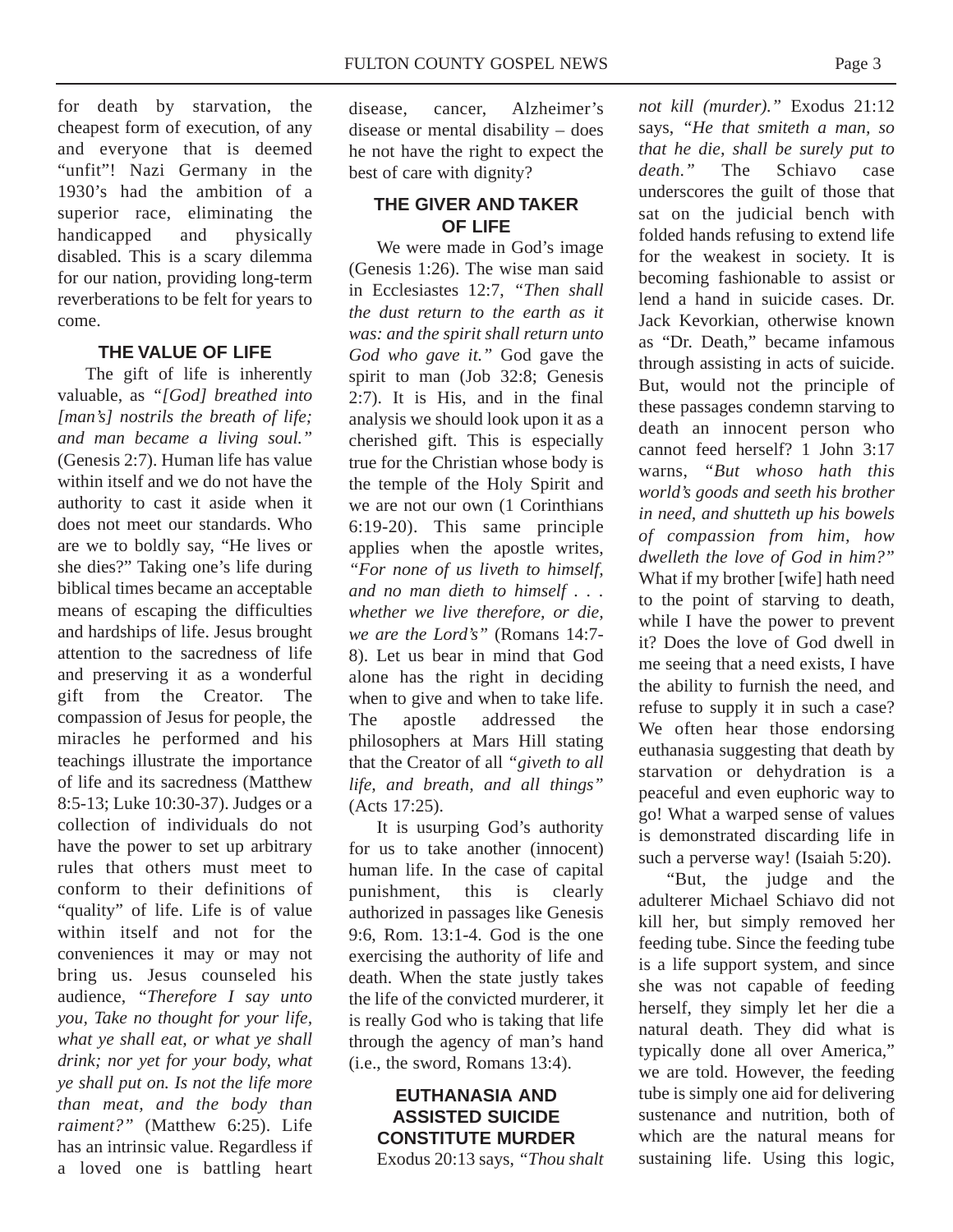for death by starvation, the cheapest form of execution, of any and everyone that is deemed "unfit"! Nazi Germany in the 1930's had the ambition of a superior race, eliminating the handicapped and physically disabled. This is a scary dilemma for our nation, providing long-term reverberations to be felt for years to come.

## THE VALUE OF LIFE

The gift of life is inherently valuable, as *"[God] breathed into [man's] nostrils the breath of life; and man became a living soul."* (Genesis 2:7). Human life has value within itself and we do not have the authority to cast it aside when it does not meet our standards. Who are we to boldly say, "He lives or she dies?" Taking one's life during biblical times became an acceptable means of escaping the difficulties and hardships of life. Jesus brought attention to the sacredness of life and preserving it as a wonderful gift from the Creator. The compassion of Jesus for people, the miracles he performed and his teachings illustrate the importance of life and its sacredness (Matthew 8:5-13; Luke 10:30-37). Judges or a collection of individuals do not have the power to set up arbitrary rules that others must meet to conform to their definitions of "quality" of life. Life is of value within itself and not for the conveniences it may or may not bring us. Jesus counseled his audience, *"Therefore I say unto you, Take no thought for your life, what ye shall eat, or what ye shall drink; nor yet for your body, what ye shall put on. Is not the life more than meat, and the body than raiment?"* (Matthew 6:25). Life has an intrinsic value. Regardless if a loved one is battling heart disease, cancer, Alzheimer's disease or mental disability – does he not have the right to expect the best of care with dignity?

## THE GIVER AND TAKER OF LIFE

We were made in God's image (Genesis 1:26). The wise man said in Ecclesiastes 12:7, *"Then shall the dust return to the earth as it was: and the spirit shall return unto God who gave it."* God gave the spirit to man (Job 32:8; Genesis 2:7). It is His, and in the final analysis we should look upon it as a cherished gift. This is especially true for the Christian whose body is the temple of the Holy Spirit and we are not our own (1 Corinthians 6:19-20). This same principle applies when the apostle writes, *"For none of us liveth to himself, and no man dieth to himself . . . whether we live therefore, or die, we are the Lord's"* (Romans 14:7-8). Let us bear in mind that God alone has the right in deciding when to give and when to take life. The apostle addressed the philosophers at Mars Hill stating that the Creator of all *"giveth to all life, and breath, and all things"* (Acts 17:25).

It is usurping God's authority for us to take another (innocent) human life. In the case of capital punishment, this is clearly authorized in passages like Genesis 9:6, Rom. 13:1-4. God is the one exercising the authority of life and death. When the state justly takes the life of the convicted murderer, it is really God who is taking that life through the agency of man's hand (i.e., the sword, Romans 13:4).

## EUTHANASIA AND ASSISTED SUICIDE CONSTITUTE MURDER

Exodus 20:13 says, *"Thou shalt not kill (murder)."* Exodus 21:12 says, *"He that smiteth a man, so that he die, shall be surely put to death."* The Schiavo case underscores the guilt of those that sat on the judicial bench with folded hands refusing to extend life for the weakest in society. It is becoming fashionable to assist or lend a hand in suicide cases. Dr. Jack Kevorkian, otherwise known as "Dr. Death," became infamous through assisting in acts of suicide. But, would not the principle of these passages condemn starving to death an innocent person who cannot feed herself? 1 John 3:17 warns, *"But whoso hath this world's goods and seeth his brother in need, and shutteth up his bowels of compassion from him, how dwelleth the love of God in him?"* What if my brother [wife] hath need to the point of starving to death, while I have the power to prevent it? Does the love of God dwell in me seeing that a need exists, I have the ability to furnish the need, and refuse to supply it in such a case? We often hear those endorsing euthanasia suggesting that death by starvation or dehydration is a peaceful and even euphoric way to go! What a warped sense of values is demonstrated discarding life in such a perverse way! (Isaiah 5:20).

"But, the judge and the adulterer Michael Schiavo did not kill her, but simply removed her feeding tube. Since the feeding tube is a life support system, and since she was not capable of feeding herself, they simply let her die a natural death. They did what is typically done all over America," we are told. However, the feeding tube is simply one aid for delivering sustenance and nutrition, both of which are the natural means for sustaining life. Using this logic,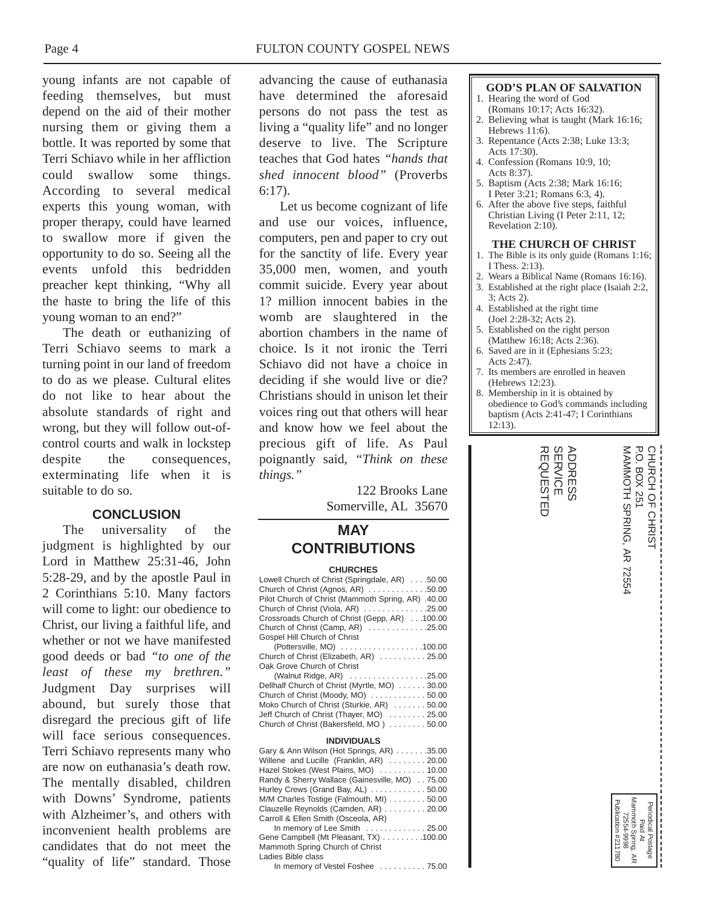young infants are not capable of feeding themselves, but must depend on the aid of their mother nursing them or giving them a bottle. It was reported by some that Terri Schiavo while in her affliction could swallow some things. According to several medical experts this young woman, with proper therapy, could have learned to swallow more if given the opportunity to do so. Seeing all the events unfold this bedridden preacher kept thinking, "Why all the haste to bring the life of this young woman to an end?"

The death or euthanizing of Terri Schiavo seems to mark a turning point in our land of freedom to do as we please. Cultural elites do not like to hear about the absolute standards of right and wrong, but they will follow out-of-control courts and walk in lockstep despite the consequences, exterminating life when it is suitable to do so.

### CONCLUSION

The universality of the judgment is highlighted by our Lord in Matthew 25:31-46, John 5:28-29, and by the apostle Paul in 2 Corinthians 5:10. Many factors will come to light: our obedience to Christ, our living a faithful life, and whether or not we have manifested good deeds or bad *"to one of the least of these my brethren."* Judgment Day surprises will abound, but surely those that disregard the precious gift of life will face serious consequences. Terri Schiavo represents many who are now on euthanasia's death row. The mentally disabled, children with Downs' Syndrome, patients with Alzheimer's, and others with inconvenient health problems are candidates that do not meet the "quality of life" standard. Those advancing the cause of euthanasia have determined the aforesaid persons do not pass the test as living a "quality life" and no longer deserve to live. The Scripture teaches that God hates *"hands that shed innocent blood"* (Proverbs 6:17).

Let us become cognizant of life and use our voices, influence, computers, pen and paper to cry out for the sanctity of life. Every year 35,000 men, women, and youth commit suicide. Every year about 1? million innocent babies in the womb are slaughtered in the abortion chambers in the name of choice. Is it not ironic the Terri Schiavo did not have a choice in deciding if she would live or die? Christians should in unison let their voices ring out that others will hear and know how we feel about the precious gift of life. As Paul poignantly said, *"Think on these things."*

122 Brooks Lane
Somerville, AL 35670

## MAY CONTRIBUTIONS

**CHURCHES**

Lowell Church of Christ (Springdale, AR) . . . .50.00
Church of Christ (Agnos, AR) . . . . . . . . . . . . .50.00
Pilot Church of Christ (Mammoth Spring, AR) .40.00
Church of Christ (Viola, AR) . . . . . . . . . . . . . .25.00
Crossroads Church of Christ (Gepp, AR) . . .100.00
Church of Christ (Camp, AR) . . . . . . . . . . . . .25.00
Gospel Hill Church of Christ
(Pottersville, MO) . . . . . . . . . . . . . . . . . .100.00
Church of Christ (Elizabeth, AR) . . . . . . . . . . 25.00
Oak Grove Church of Christ
(Walnut Ridge, AR) . . . . . . . . . . . . . . . . .25.00
Dellhalf Church of Christ (Myrtle, MO) . . . . . . 30.00
Church of Christ (Moody, MO) . . . . . . . . . . . . 50.00
Moko Church of Christ (Sturkie, AR) . . . . . . . 50.00
Jeff Church of Christ (Thayer, MO) . . . . . . . . 25.00
Church of Christ (Bakersfield, MO ) . . . . . . . . 50.00

**INDIVIDUALS**

Gary & Ann Wilson (Hot Springs, AR) . . . . . . .35.00
Willene and Lucille (Franklin, AR) . . . . . . . . 20.00
Hazel Stokes (West Plains, MO) . . . . . . . . . . 10.00
Randy & Sherry Wallace (Gainesville, MO) . . 75.00
Hurley Crews (Grand Bay, AL) . . . . . . . . . . . . 50.00
M/M Charles Tostige (Falmouth, MI) . . . . . . . . 50.00
Clauzelle Reynolds (Camden, AR) . . . . . . . . . 20.00
Carroll & Ellen Smith (Osceola, AR)
In memory of Lee Smith . . . . . . . . . . . . . 25.00
Gene Campbell (Mt Pleasant, TX) . . . . . . . . .100.00
Mammoth Spring Church of Christ
Ladies Bible class
In memory of Vestel Foshee . . . . . . . . . . 75.00

### GOD'S PLAN OF SALVATION

1. Hearing the word of God (Romans 10:17; Acts 16:32).
2. Believing what is taught (Mark 16:16; Hebrews 11:6).
3. Repentance (Acts 2:38; Luke 13:3; Acts 17:30).
4. Confession (Romans 10:9, 10; Acts 8:37).
5. Baptism (Acts 2:38; Mark 16:16; I Peter 3:21; Romans 6:3, 4).
6. After the above five steps, faithful Christian Living (I Peter 2:11, 12; Revelation 2:10).

### THE CHURCH OF CHRIST

1. The Bible is its only guide (Romans 1:16; I Thess. 2:13).
2. Wears a Biblical Name (Romans 16:16).
3. Established at the right place (Isaiah 2:2, 3; Acts 2).
4. Established at the right time (Joel 2:28-32; Acts 2).
5. Established on the right person (Matthew 16:18; Acts 2:36).
6. Saved are in it (Ephesians 5:23; Acts 2:47).
7. Its members are enrolled in heaven (Hebrews 12:23).
8. Membership in it is obtained by obedience to God's commands including baptism (Acts 2:41-47; I Corinthians 12:13).

CHURCH OF CHRIST
P.O. BOX 251
MAMMOTH SPRING, AR 72554

ADDRESS
SERVICE
REQUESTED

Periodical Postage
Paid At
Mammoth Spring, AR
72554-9998
Publication #211780